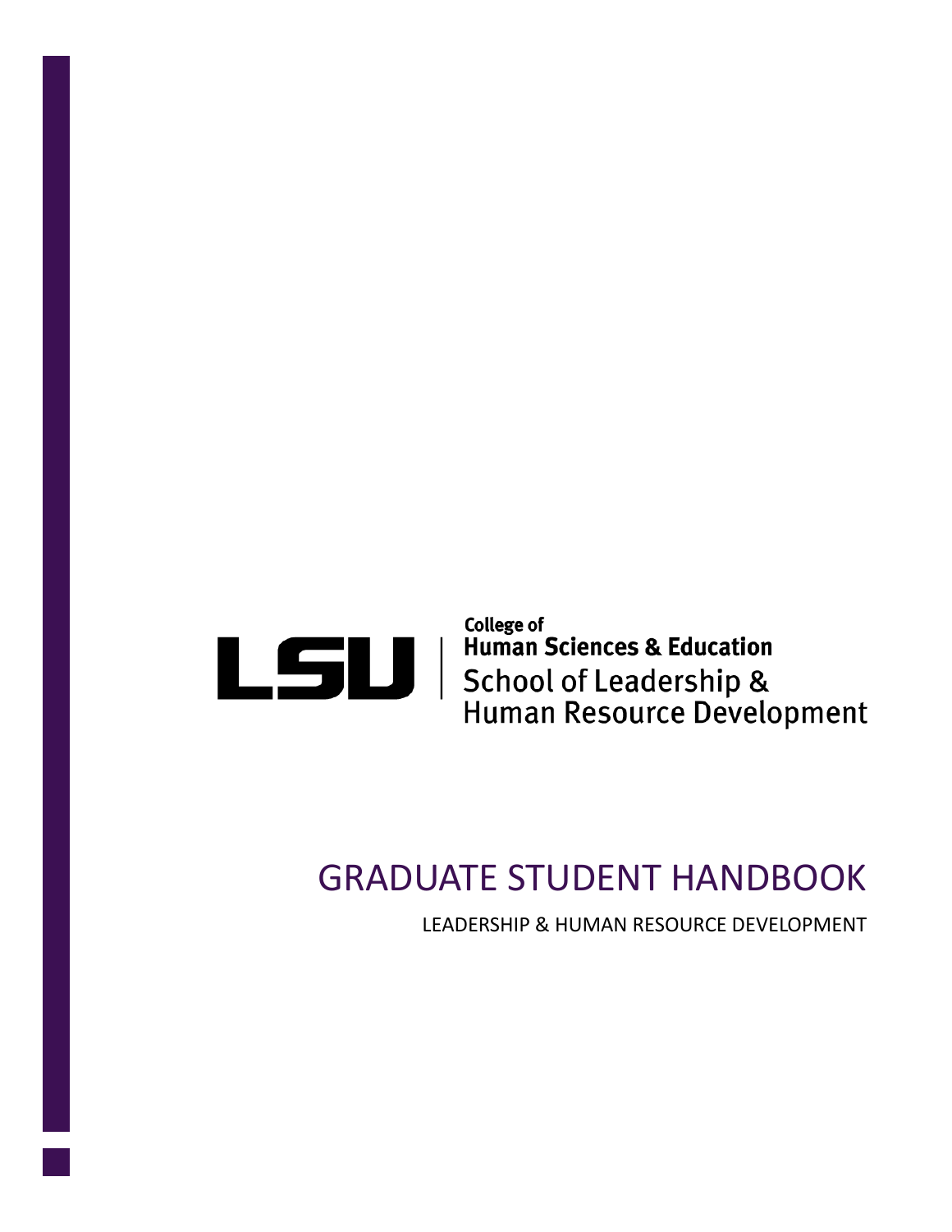LSU | College of Human Sciences & Education
School of Leadership & Human Resource Development

# GRADUATE STUDENT HANDBOOK

LEADERSHIP & HUMAN RESOURCE DEVELOPMENT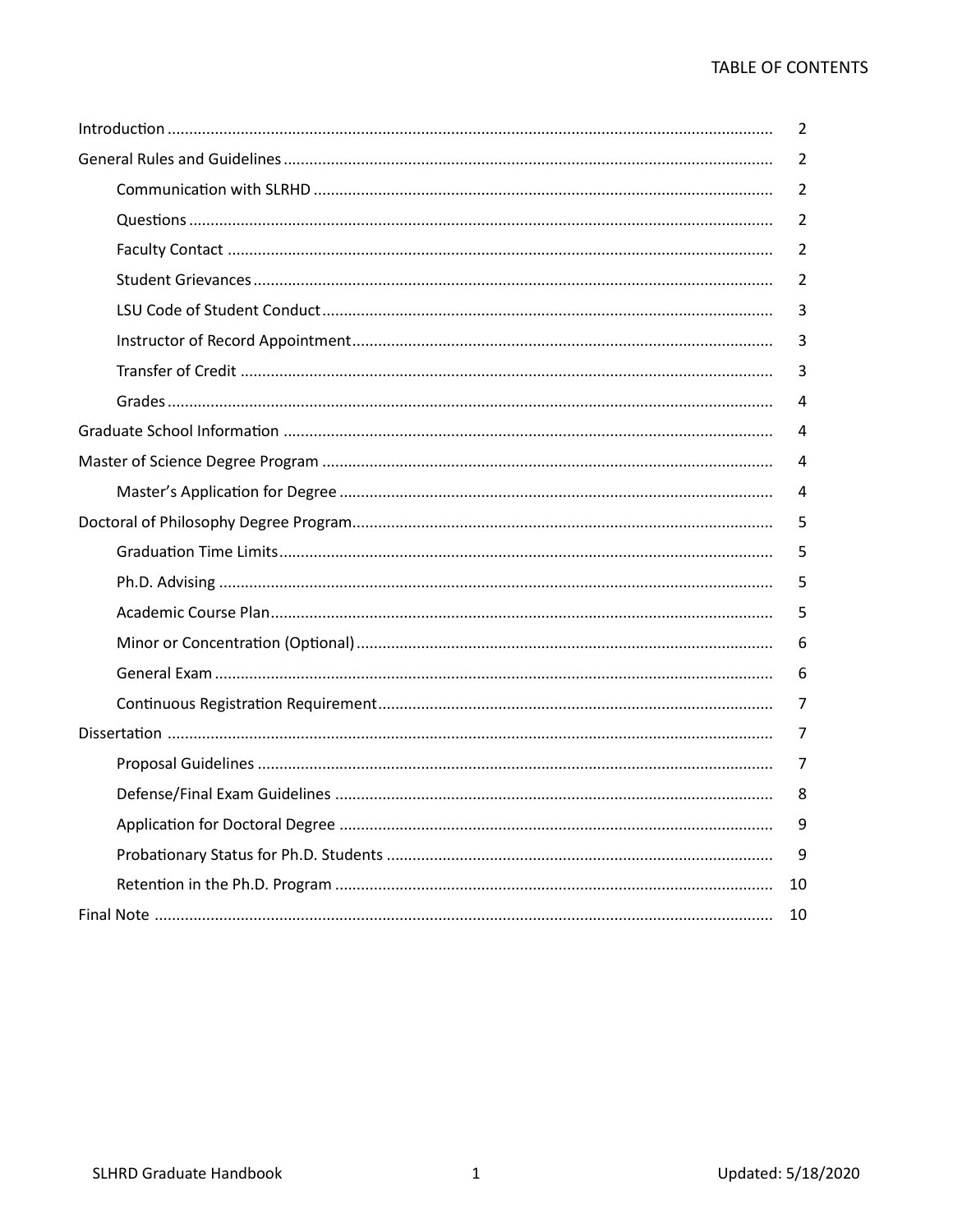# TABLE OF CONTENTS

| | |
|---|---|
| Introduction | 2 |
| General Rules and Guidelines | 2 |
| Communication with SLRHD | 2 |
| Questions | 2 |
| Faculty Contact | 2 |
| Student Grievances | 2 |
| LSU Code of Student Conduct | 3 |
| Instructor of Record Appointment | 3 |
| Transfer of Credit | 3 |
| Grades | 4 |
| Graduate School Information | 4 |
| Master of Science Degree Program | 4 |
| Master's Application for Degree | 4 |
| Doctoral of Philosophy Degree Program | 5 |
| Graduation Time Limits | 5 |
| Ph.D. Advising | 5 |
| Academic Course Plan | 5 |
| Minor or Concentration (Optional) | 6 |
| General Exam | 6 |
| Continuous Registration Requirement | 7 |
| Dissertation | 7 |
| Proposal Guidelines | 7 |
| Defense/Final Exam Guidelines | 8 |
| Application for Doctoral Degree | 9 |
| Probationary Status for Ph.D. Students | 9 |
| Retention in the Ph.D. Program | 10 |
| Final Note | 10 |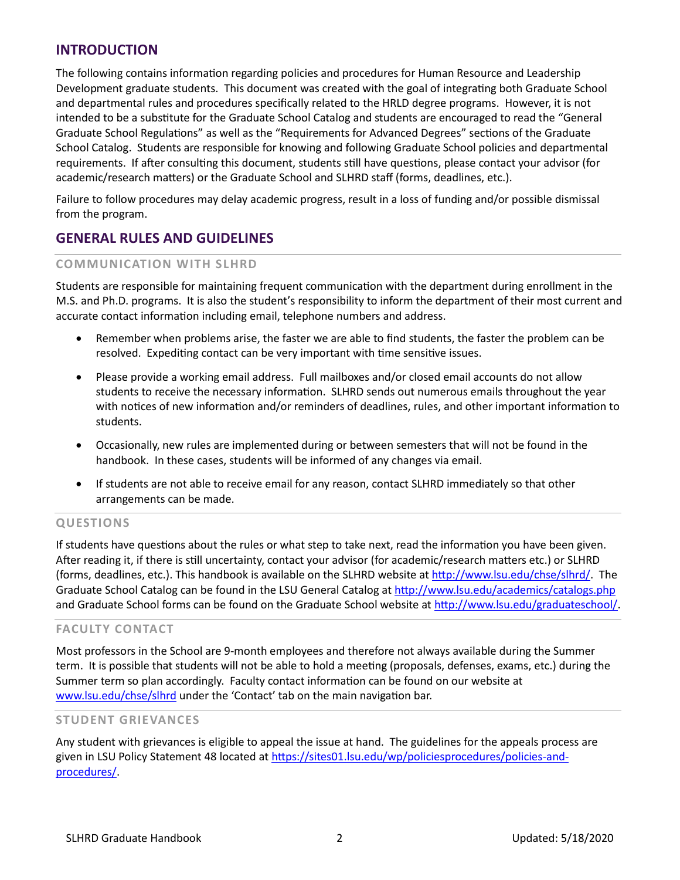## INTRODUCTION

The following contains information regarding policies and procedures for Human Resource and Leadership Development graduate students. This document was created with the goal of integrating both Graduate School and departmental rules and procedures specifically related to the HRLD degree programs. However, it is not intended to be a substitute for the Graduate School Catalog and students are encouraged to read the "General Graduate School Regulations" as well as the "Requirements for Advanced Degrees" sections of the Graduate School Catalog. Students are responsible for knowing and following Graduate School policies and departmental requirements. If after consulting this document, students still have questions, please contact your advisor (for academic/research matters) or the Graduate School and SLHRD staff (forms, deadlines, etc.).

Failure to follow procedures may delay academic progress, result in a loss of funding and/or possible dismissal from the program.

## GENERAL RULES AND GUIDELINES

### COMMUNICATION WITH SLHRD

Students are responsible for maintaining frequent communication with the department during enrollment in the M.S. and Ph.D. programs. It is also the student's responsibility to inform the department of their most current and accurate contact information including email, telephone numbers and address.

- Remember when problems arise, the faster we are able to find students, the faster the problem can be resolved. Expediting contact can be very important with time sensitive issues.
- Please provide a working email address. Full mailboxes and/or closed email accounts do not allow students to receive the necessary information. SLHRD sends out numerous emails throughout the year with notices of new information and/or reminders of deadlines, rules, and other important information to students.
- Occasionally, new rules are implemented during or between semesters that will not be found in the handbook. In these cases, students will be informed of any changes via email.
- If students are not able to receive email for any reason, contact SLHRD immediately so that other arrangements can be made.

### QUESTIONS

If students have questions about the rules or what step to take next, read the information you have been given. After reading it, if there is still uncertainty, contact your advisor (for academic/research matters etc.) or SLHRD (forms, deadlines, etc.). This handbook is available on the SLHRD website at http://www.lsu.edu/chse/slhrd/. The Graduate School Catalog can be found in the LSU General Catalog at http://www.lsu.edu/academics/catalogs.php and Graduate School forms can be found on the Graduate School website at http://www.lsu.edu/graduateschool/.

### FACULTY CONTACT

Most professors in the School are 9-month employees and therefore not always available during the Summer term. It is possible that students will not be able to hold a meeting (proposals, defenses, exams, etc.) during the Summer term so plan accordingly. Faculty contact information can be found on our website at www.lsu.edu/chse/slhrd under the 'Contact' tab on the main navigation bar.

### STUDENT GRIEVANCES

Any student with grievances is eligible to appeal the issue at hand. The guidelines for the appeals process are given in LSU Policy Statement 48 located at https://sites01.lsu.edu/wp/policiesprocedures/policies-and-procedures/.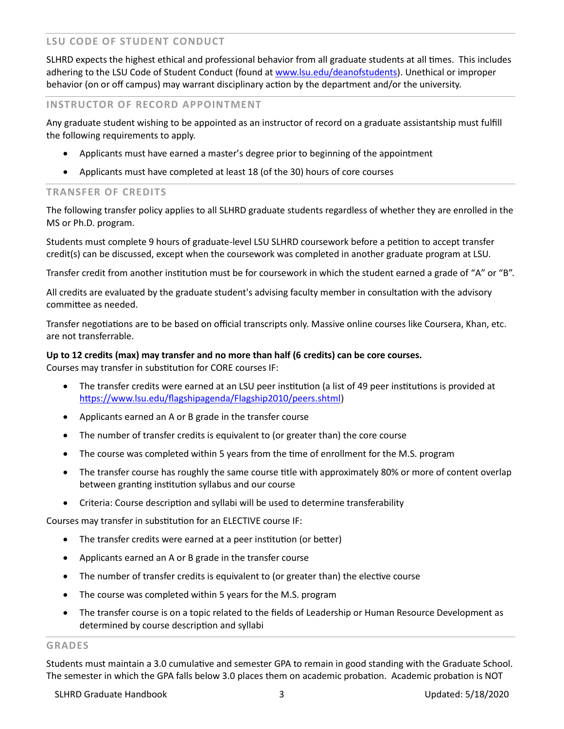## LSU CODE OF STUDENT CONDUCT

SLHRD expects the highest ethical and professional behavior from all graduate students at all times. This includes adhering to the LSU Code of Student Conduct (found at [www.lsu.edu/deanofstudents](www.lsu.edu/deanofstudents)). Unethical or improper behavior (on or off campus) may warrant disciplinary action by the department and/or the university.

## INSTRUCTOR OF RECORD APPOINTMENT

Any graduate student wishing to be appointed as an instructor of record on a graduate assistantship must fulfill the following requirements to apply.

- Applicants must have earned a master's degree prior to beginning of the appointment
- Applicants must have completed at least 18 (of the 30) hours of core courses

## TRANSFER OF CREDITS

The following transfer policy applies to all SLHRD graduate students regardless of whether they are enrolled in the MS or Ph.D. program.

Students must complete 9 hours of graduate-level LSU SLHRD coursework before a petition to accept transfer credit(s) can be discussed, except when the coursework was completed in another graduate program at LSU.

Transfer credit from another institution must be for coursework in which the student earned a grade of "A" or "B".

All credits are evaluated by the graduate student's advising faculty member in consultation with the advisory committee as needed.

Transfer negotiations are to be based on official transcripts only. Massive online courses like Coursera, Khan, etc. are not transferrable.

**Up to 12 credits (max) may transfer and no more than half (6 credits) can be core courses.**
Courses may transfer in substitution for CORE courses IF:

- The transfer credits were earned at an LSU peer institution (a list of 49 peer institutions is provided at [https://www.lsu.edu/flagshipagenda/Flagship2010/peers.shtml](https://www.lsu.edu/flagshipagenda/Flagship2010/peers.shtml))
- Applicants earned an A or B grade in the transfer course
- The number of transfer credits is equivalent to (or greater than) the core course
- The course was completed within 5 years from the time of enrollment for the M.S. program
- The transfer course has roughly the same course title with approximately 80% or more of content overlap between granting institution syllabus and our course
- Criteria: Course description and syllabi will be used to determine transferability

Courses may transfer in substitution for an ELECTIVE course IF:

- The transfer credits were earned at a peer institution (or better)
- Applicants earned an A or B grade in the transfer course
- The number of transfer credits is equivalent to (or greater than) the elective course
- The course was completed within 5 years for the M.S. program
- The transfer course is on a topic related to the fields of Leadership or Human Resource Development as determined by course description and syllabi

## GRADES

Students must maintain a 3.0 cumulative and semester GPA to remain in good standing with the Graduate School. The semester in which the GPA falls below 3.0 places them on academic probation. Academic probation is NOT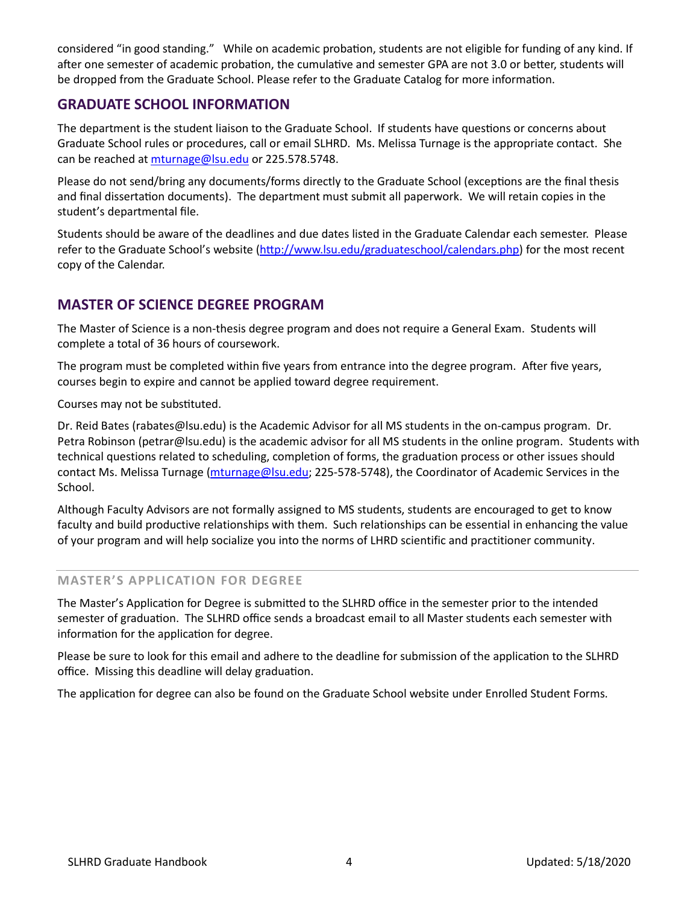considered "in good standing." While on academic probation, students are not eligible for funding of any kind. If after one semester of academic probation, the cumulative and semester GPA are not 3.0 or better, students will be dropped from the Graduate School. Please refer to the Graduate Catalog for more information.

## GRADUATE SCHOOL INFORMATION

The department is the student liaison to the Graduate School. If students have questions or concerns about Graduate School rules or procedures, call or email SLHRD. Ms. Melissa Turnage is the appropriate contact. She can be reached at mturnage@lsu.edu or 225.578.5748.

Please do not send/bring any documents/forms directly to the Graduate School (exceptions are the final thesis and final dissertation documents). The department must submit all paperwork. We will retain copies in the student's departmental file.

Students should be aware of the deadlines and due dates listed in the Graduate Calendar each semester. Please refer to the Graduate School's website (http://www.lsu.edu/graduateschool/calendars.php) for the most recent copy of the Calendar.

## MASTER OF SCIENCE DEGREE PROGRAM

The Master of Science is a non-thesis degree program and does not require a General Exam. Students will complete a total of 36 hours of coursework.

The program must be completed within five years from entrance into the degree program. After five years, courses begin to expire and cannot be applied toward degree requirement.

Courses may not be substituted.

Dr. Reid Bates (rabates@lsu.edu) is the Academic Advisor for all MS students in the on-campus program. Dr. Petra Robinson (petrar@lsu.edu) is the academic advisor for all MS students in the online program. Students with technical questions related to scheduling, completion of forms, the graduation process or other issues should contact Ms. Melissa Turnage (mturnage@lsu.edu; 225-578-5748), the Coordinator of Academic Services in the School.

Although Faculty Advisors are not formally assigned to MS students, students are encouraged to get to know faculty and build productive relationships with them. Such relationships can be essential in enhancing the value of your program and will help socialize you into the norms of LHRD scientific and practitioner community.

### MASTER'S APPLICATION FOR DEGREE

The Master's Application for Degree is submitted to the SLHRD office in the semester prior to the intended semester of graduation. The SLHRD office sends a broadcast email to all Master students each semester with information for the application for degree.

Please be sure to look for this email and adhere to the deadline for submission of the application to the SLHRD office. Missing this deadline will delay graduation.

The application for degree can also be found on the Graduate School website under Enrolled Student Forms.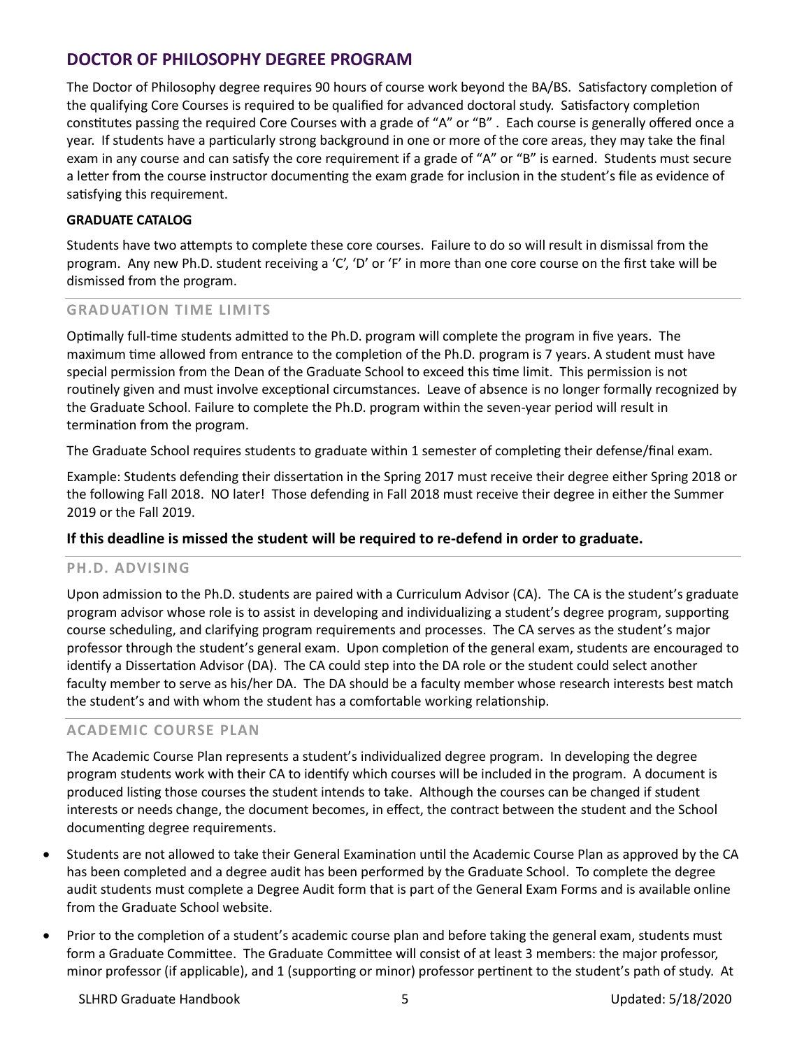## DOCTOR OF PHILOSOPHY DEGREE PROGRAM

The Doctor of Philosophy degree requires 90 hours of course work beyond the BA/BS. Satisfactory completion of the qualifying Core Courses is required to be qualified for advanced doctoral study. Satisfactory completion constitutes passing the required Core Courses with a grade of "A" or "B" . Each course is generally offered once a year. If students have a particularly strong background in one or more of the core areas, they may take the final exam in any course and can satisfy the core requirement if a grade of "A" or "B" is earned. Students must secure a letter from the course instructor documenting the exam grade for inclusion in the student's file as evidence of satisfying this requirement.

**GRADUATE CATALOG**

Students have two attempts to complete these core courses. Failure to do so will result in dismissal from the program. Any new Ph.D. student receiving a 'C', 'D' or 'F' in more than one core course on the first take will be dismissed from the program.

### GRADUATION TIME LIMITS

Optimally full-time students admitted to the Ph.D. program will complete the program in five years. The maximum time allowed from entrance to the completion of the Ph.D. program is 7 years. A student must have special permission from the Dean of the Graduate School to exceed this time limit. This permission is not routinely given and must involve exceptional circumstances. Leave of absence is no longer formally recognized by the Graduate School. Failure to complete the Ph.D. program within the seven-year period will result in termination from the program.

The Graduate School requires students to graduate within 1 semester of completing their defense/final exam.

Example: Students defending their dissertation in the Spring 2017 must receive their degree either Spring 2018 or the following Fall 2018. NO later! Those defending in Fall 2018 must receive their degree in either the Summer 2019 or the Fall 2019.

**If this deadline is missed the student will be required to re-defend in order to graduate.**

### PH.D. ADVISING

Upon admission to the Ph.D. students are paired with a Curriculum Advisor (CA). The CA is the student's graduate program advisor whose role is to assist in developing and individualizing a student's degree program, supporting course scheduling, and clarifying program requirements and processes. The CA serves as the student's major professor through the student's general exam. Upon completion of the general exam, students are encouraged to identify a Dissertation Advisor (DA). The CA could step into the DA role or the student could select another faculty member to serve as his/her DA. The DA should be a faculty member whose research interests best match the student's and with whom the student has a comfortable working relationship.

### ACADEMIC COURSE PLAN

The Academic Course Plan represents a student's individualized degree program. In developing the degree program students work with their CA to identify which courses will be included in the program. A document is produced listing those courses the student intends to take. Although the courses can be changed if student interests or needs change, the document becomes, in effect, the contract between the student and the School documenting degree requirements.

- Students are not allowed to take their General Examination until the Academic Course Plan as approved by the CA has been completed and a degree audit has been performed by the Graduate School. To complete the degree audit students must complete a Degree Audit form that is part of the General Exam Forms and is available online from the Graduate School website.
- Prior to the completion of a student's academic course plan and before taking the general exam, students must form a Graduate Committee. The Graduate Committee will consist of at least 3 members: the major professor, minor professor (if applicable), and 1 (supporting or minor) professor pertinent to the student's path of study. At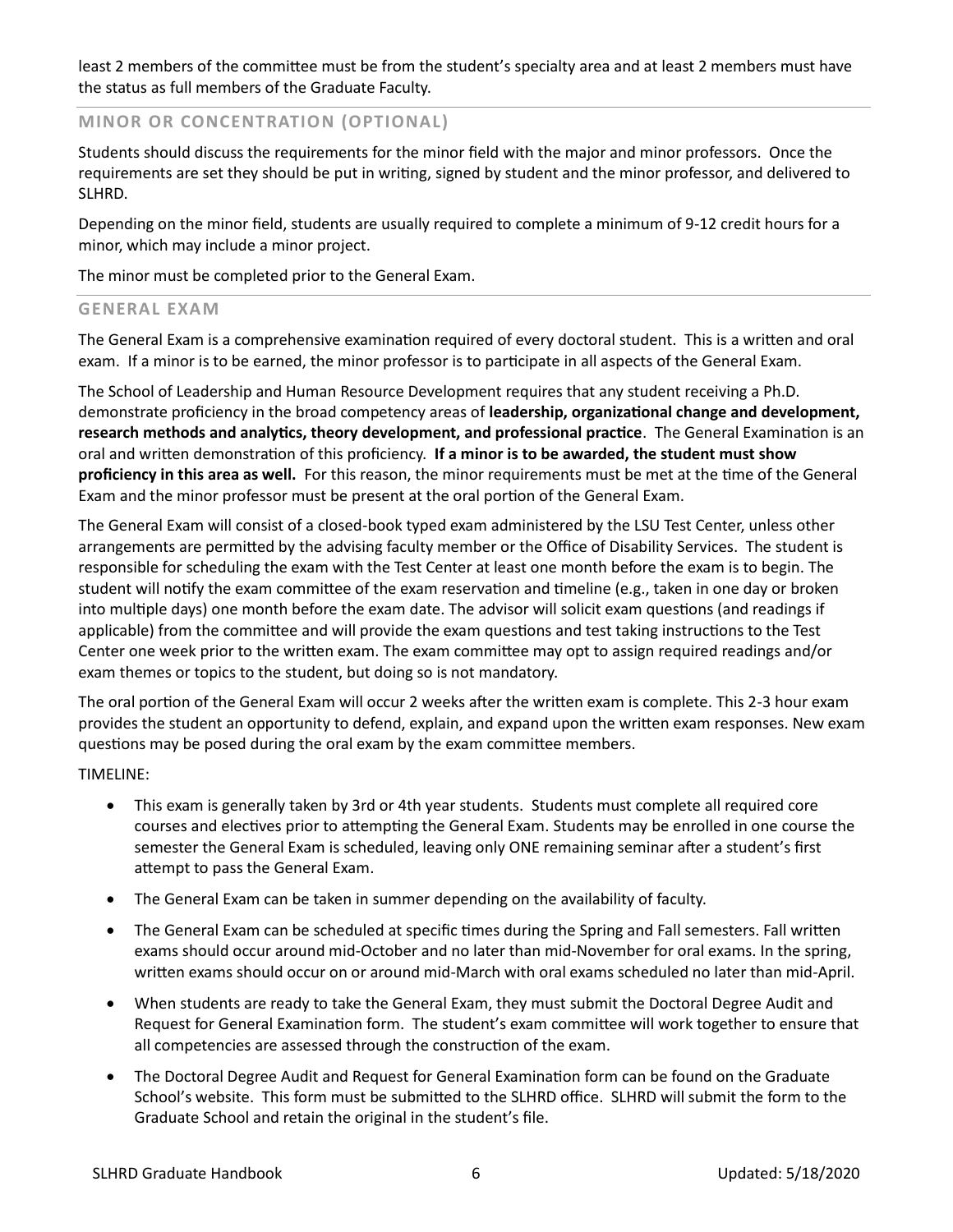least 2 members of the committee must be from the student's specialty area and at least 2 members must have the status as full members of the Graduate Faculty.

### MINOR OR CONCENTRATION (OPTIONAL)

Students should discuss the requirements for the minor field with the major and minor professors. Once the requirements are set they should be put in writing, signed by student and the minor professor, and delivered to SLHRD.

Depending on the minor field, students are usually required to complete a minimum of 9-12 credit hours for a minor, which may include a minor project.

The minor must be completed prior to the General Exam.

### GENERAL EXAM

The General Exam is a comprehensive examination required of every doctoral student. This is a written and oral exam. If a minor is to be earned, the minor professor is to participate in all aspects of the General Exam.

The School of Leadership and Human Resource Development requires that any student receiving a Ph.D. demonstrate proficiency in the broad competency areas of **leadership, organizational change and development, research methods and analytics, theory development, and professional practice**. The General Examination is an oral and written demonstration of this proficiency. **If a minor is to be awarded, the student must show proficiency in this area as well.** For this reason, the minor requirements must be met at the time of the General Exam and the minor professor must be present at the oral portion of the General Exam.

The General Exam will consist of a closed-book typed exam administered by the LSU Test Center, unless other arrangements are permitted by the advising faculty member or the Office of Disability Services. The student is responsible for scheduling the exam with the Test Center at least one month before the exam is to begin. The student will notify the exam committee of the exam reservation and timeline (e.g., taken in one day or broken into multiple days) one month before the exam date. The advisor will solicit exam questions (and readings if applicable) from the committee and will provide the exam questions and test taking instructions to the Test Center one week prior to the written exam. The exam committee may opt to assign required readings and/or exam themes or topics to the student, but doing so is not mandatory.

The oral portion of the General Exam will occur 2 weeks after the written exam is complete. This 2-3 hour exam provides the student an opportunity to defend, explain, and expand upon the written exam responses. New exam questions may be posed during the oral exam by the exam committee members.

TIMELINE:

- This exam is generally taken by 3rd or 4th year students. Students must complete all required core courses and electives prior to attempting the General Exam. Students may be enrolled in one course the semester the General Exam is scheduled, leaving only ONE remaining seminar after a student's first attempt to pass the General Exam.
- The General Exam can be taken in summer depending on the availability of faculty.
- The General Exam can be scheduled at specific times during the Spring and Fall semesters. Fall written exams should occur around mid-October and no later than mid-November for oral exams. In the spring, written exams should occur on or around mid-March with oral exams scheduled no later than mid-April.
- When students are ready to take the General Exam, they must submit the Doctoral Degree Audit and Request for General Examination form. The student's exam committee will work together to ensure that all competencies are assessed through the construction of the exam.
- The Doctoral Degree Audit and Request for General Examination form can be found on the Graduate School's website. This form must be submitted to the SLHRD office. SLHRD will submit the form to the Graduate School and retain the original in the student's file.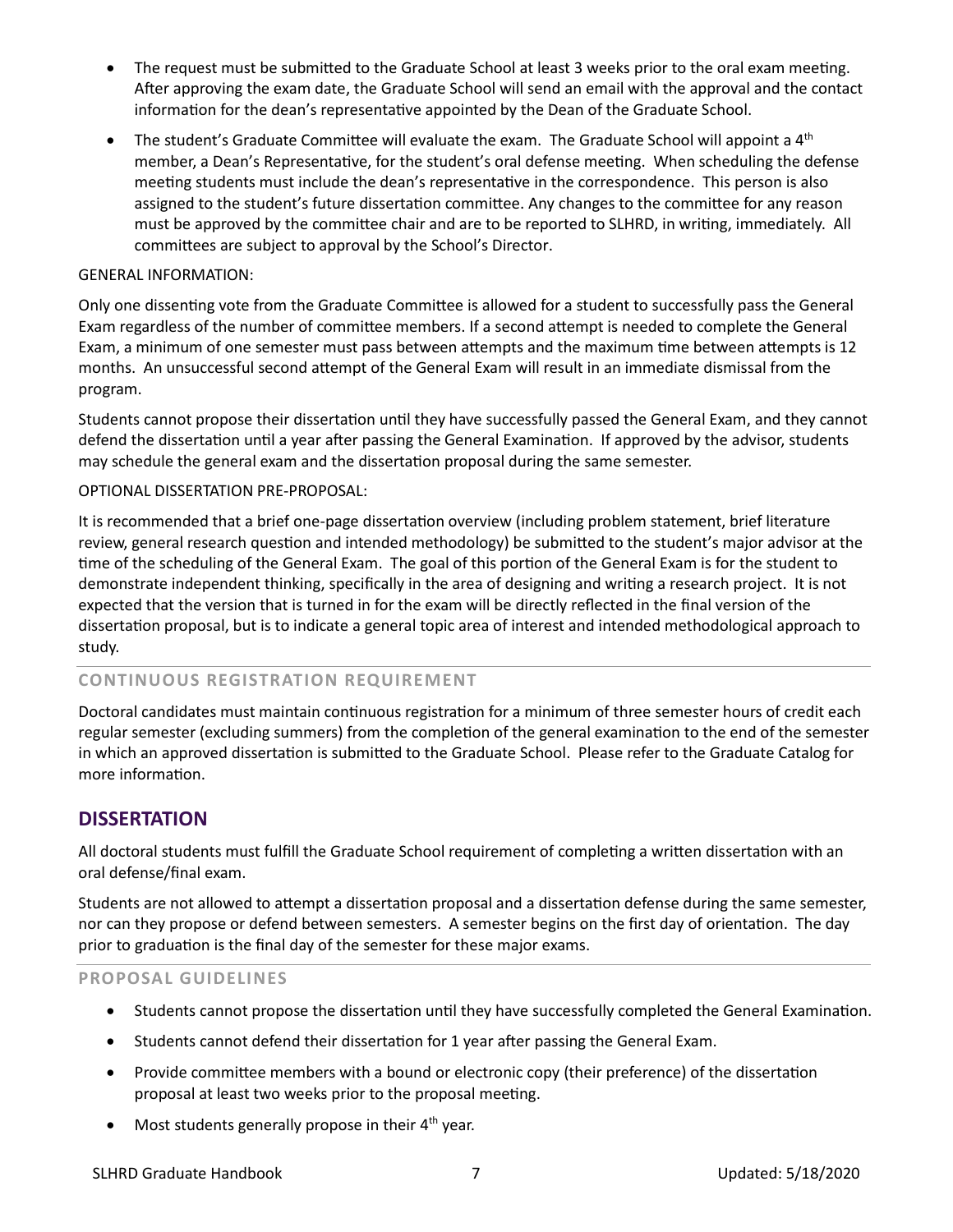- The request must be submitted to the Graduate School at least 3 weeks prior to the oral exam meeting. After approving the exam date, the Graduate School will send an email with the approval and the contact information for the dean's representative appointed by the Dean of the Graduate School.
- The student's Graduate Committee will evaluate the exam. The Graduate School will appoint a 4th member, a Dean's Representative, for the student's oral defense meeting. When scheduling the defense meeting students must include the dean's representative in the correspondence. This person is also assigned to the student's future dissertation committee. Any changes to the committee for any reason must be approved by the committee chair and are to be reported to SLHRD, in writing, immediately. All committees are subject to approval by the School's Director.

GENERAL INFORMATION:

Only one dissenting vote from the Graduate Committee is allowed for a student to successfully pass the General Exam regardless of the number of committee members. If a second attempt is needed to complete the General Exam, a minimum of one semester must pass between attempts and the maximum time between attempts is 12 months. An unsuccessful second attempt of the General Exam will result in an immediate dismissal from the program.

Students cannot propose their dissertation until they have successfully passed the General Exam, and they cannot defend the dissertation until a year after passing the General Examination. If approved by the advisor, students may schedule the general exam and the dissertation proposal during the same semester.

OPTIONAL DISSERTATION PRE-PROPOSAL:

It is recommended that a brief one-page dissertation overview (including problem statement, brief literature review, general research question and intended methodology) be submitted to the student's major advisor at the time of the scheduling of the General Exam. The goal of this portion of the General Exam is for the student to demonstrate independent thinking, specifically in the area of designing and writing a research project. It is not expected that the version that is turned in for the exam will be directly reflected in the final version of the dissertation proposal, but is to indicate a general topic area of interest and intended methodological approach to study.

### CONTINUOUS REGISTRATION REQUIREMENT

Doctoral candidates must maintain continuous registration for a minimum of three semester hours of credit each regular semester (excluding summers) from the completion of the general examination to the end of the semester in which an approved dissertation is submitted to the Graduate School. Please refer to the Graduate Catalog for more information.

## DISSERTATION

All doctoral students must fulfill the Graduate School requirement of completing a written dissertation with an oral defense/final exam.

Students are not allowed to attempt a dissertation proposal and a dissertation defense during the same semester, nor can they propose or defend between semesters. A semester begins on the first day of orientation. The day prior to graduation is the final day of the semester for these major exams.

### PROPOSAL GUIDELINES

- Students cannot propose the dissertation until they have successfully completed the General Examination.
- Students cannot defend their dissertation for 1 year after passing the General Exam.
- Provide committee members with a bound or electronic copy (their preference) of the dissertation proposal at least two weeks prior to the proposal meeting.
- Most students generally propose in their 4th year.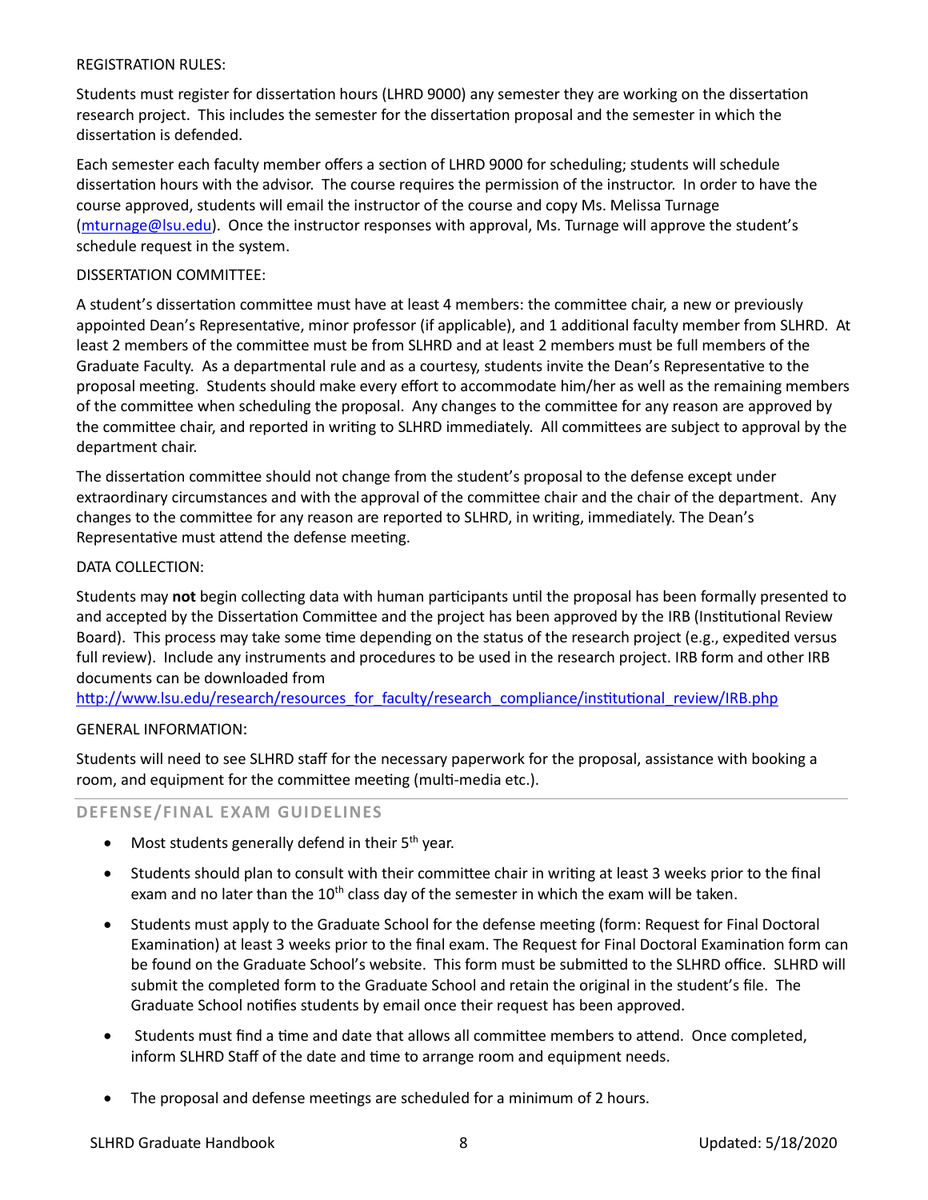REGISTRATION RULES:

Students must register for dissertation hours (LHRD 9000) any semester they are working on the dissertation research project. This includes the semester for the dissertation proposal and the semester in which the dissertation is defended.

Each semester each faculty member offers a section of LHRD 9000 for scheduling; students will schedule dissertation hours with the advisor. The course requires the permission of the instructor. In order to have the course approved, students will email the instructor of the course and copy Ms. Melissa Turnage (mturnage@lsu.edu). Once the instructor responses with approval, Ms. Turnage will approve the student's schedule request in the system.

DISSERTATION COMMITTEE:

A student's dissertation committee must have at least 4 members: the committee chair, a new or previously appointed Dean's Representative, minor professor (if applicable), and 1 additional faculty member from SLHRD. At least 2 members of the committee must be from SLHRD and at least 2 members must be full members of the Graduate Faculty. As a departmental rule and as a courtesy, students invite the Dean's Representative to the proposal meeting. Students should make every effort to accommodate him/her as well as the remaining members of the committee when scheduling the proposal. Any changes to the committee for any reason are approved by the committee chair, and reported in writing to SLHRD immediately. All committees are subject to approval by the department chair.

The dissertation committee should not change from the student's proposal to the defense except under extraordinary circumstances and with the approval of the committee chair and the chair of the department. Any changes to the committee for any reason are reported to SLHRD, in writing, immediately. The Dean's Representative must attend the defense meeting.

DATA COLLECTION:

Students may **not** begin collecting data with human participants until the proposal has been formally presented to and accepted by the Dissertation Committee and the project has been approved by the IRB (Institutional Review Board). This process may take some time depending on the status of the research project (e.g., expedited versus full review). Include any instruments and procedures to be used in the research project. IRB form and other IRB documents can be downloaded from http://www.lsu.edu/research/resources_for_faculty/research_compliance/institutional_review/IRB.php

GENERAL INFORMATION:

Students will need to see SLHRD staff for the necessary paperwork for the proposal, assistance with booking a room, and equipment for the committee meeting (multi-media etc.).

## DEFENSE/FINAL EXAM GUIDELINES

- Most students generally defend in their 5th year.
- Students should plan to consult with their committee chair in writing at least 3 weeks prior to the final exam and no later than the 10th class day of the semester in which the exam will be taken.
- Students must apply to the Graduate School for the defense meeting (form: Request for Final Doctoral Examination) at least 3 weeks prior to the final exam. The Request for Final Doctoral Examination form can be found on the Graduate School's website. This form must be submitted to the SLHRD office. SLHRD will submit the completed form to the Graduate School and retain the original in the student's file. The Graduate School notifies students by email once their request has been approved.
- Students must find a time and date that allows all committee members to attend. Once completed, inform SLHRD Staff of the date and time to arrange room and equipment needs.
- The proposal and defense meetings are scheduled for a minimum of 2 hours.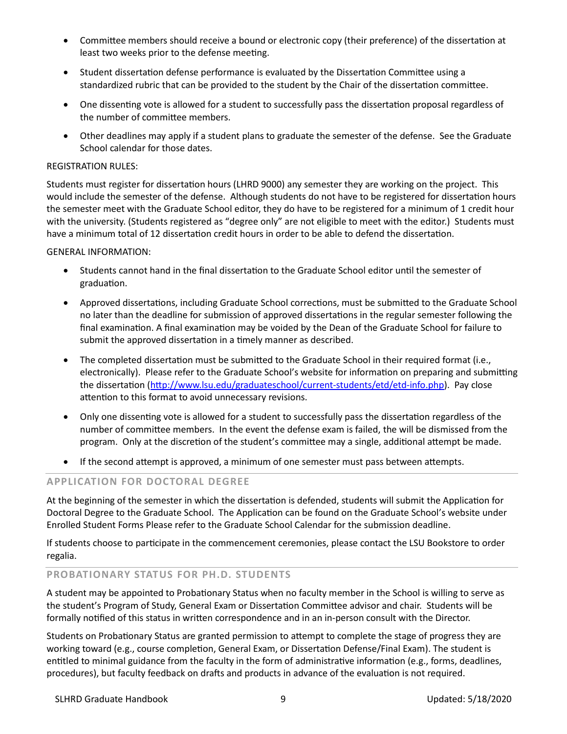- Committee members should receive a bound or electronic copy (their preference) of the dissertation at least two weeks prior to the defense meeting.
- Student dissertation defense performance is evaluated by the Dissertation Committee using a standardized rubric that can be provided to the student by the Chair of the dissertation committee.
- One dissenting vote is allowed for a student to successfully pass the dissertation proposal regardless of the number of committee members.
- Other deadlines may apply if a student plans to graduate the semester of the defense. See the Graduate School calendar for those dates.

REGISTRATION RULES:

Students must register for dissertation hours (LHRD 9000) any semester they are working on the project. This would include the semester of the defense. Although students do not have to be registered for dissertation hours the semester meet with the Graduate School editor, they do have to be registered for a minimum of 1 credit hour with the university. (Students registered as "degree only" are not eligible to meet with the editor.) Students must have a minimum total of 12 dissertation credit hours in order to be able to defend the dissertation.

GENERAL INFORMATION:

- Students cannot hand in the final dissertation to the Graduate School editor until the semester of graduation.
- Approved dissertations, including Graduate School corrections, must be submitted to the Graduate School no later than the deadline for submission of approved dissertations in the regular semester following the final examination. A final examination may be voided by the Dean of the Graduate School for failure to submit the approved dissertation in a timely manner as described.
- The completed dissertation must be submitted to the Graduate School in their required format (i.e., electronically). Please refer to the Graduate School's website for information on preparing and submitting the dissertation (http://www.lsu.edu/graduateschool/current-students/etd/etd-info.php). Pay close attention to this format to avoid unnecessary revisions.
- Only one dissenting vote is allowed for a student to successfully pass the dissertation regardless of the number of committee members. In the event the defense exam is failed, the will be dismissed from the program. Only at the discretion of the student's committee may a single, additional attempt be made.
- If the second attempt is approved, a minimum of one semester must pass between attempts.

## APPLICATION FOR DOCTORAL DEGREE

At the beginning of the semester in which the dissertation is defended, students will submit the Application for Doctoral Degree to the Graduate School. The Application can be found on the Graduate School's website under Enrolled Student Forms Please refer to the Graduate School Calendar for the submission deadline.

If students choose to participate in the commencement ceremonies, please contact the LSU Bookstore to order regalia.

## PROBATIONARY STATUS FOR PH.D. STUDENTS

A student may be appointed to Probationary Status when no faculty member in the School is willing to serve as the student's Program of Study, General Exam or Dissertation Committee advisor and chair. Students will be formally notified of this status in written correspondence and in an in-person consult with the Director.

Students on Probationary Status are granted permission to attempt to complete the stage of progress they are working toward (e.g., course completion, General Exam, or Dissertation Defense/Final Exam). The student is entitled to minimal guidance from the faculty in the form of administrative information (e.g., forms, deadlines, procedures), but faculty feedback on drafts and products in advance of the evaluation is not required.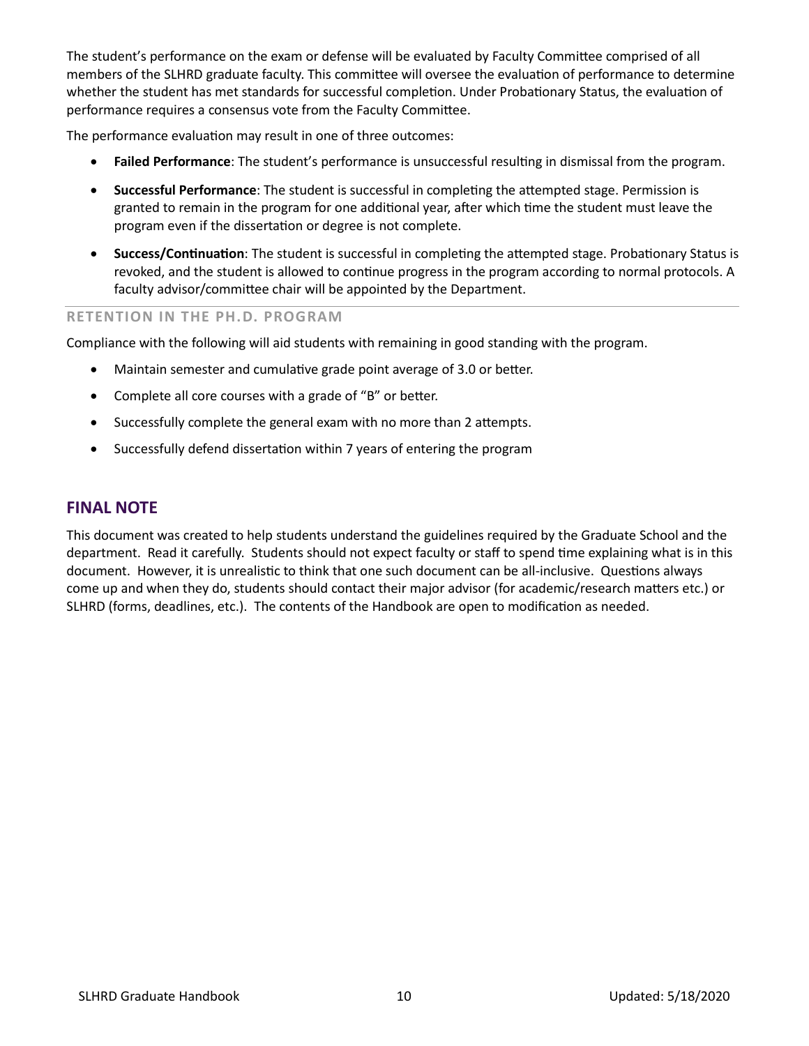The student's performance on the exam or defense will be evaluated by Faculty Committee comprised of all members of the SLHRD graduate faculty. This committee will oversee the evaluation of performance to determine whether the student has met standards for successful completion. Under Probationary Status, the evaluation of performance requires a consensus vote from the Faculty Committee.

The performance evaluation may result in one of three outcomes:

- **Failed Performance**: The student's performance is unsuccessful resulting in dismissal from the program.
- **Successful Performance**: The student is successful in completing the attempted stage. Permission is granted to remain in the program for one additional year, after which time the student must leave the program even if the dissertation or degree is not complete.
- **Success/Continuation**: The student is successful in completing the attempted stage. Probationary Status is revoked, and the student is allowed to continue progress in the program according to normal protocols. A faculty advisor/committee chair will be appointed by the Department.

### RETENTION IN THE PH.D. PROGRAM

Compliance with the following will aid students with remaining in good standing with the program.

- Maintain semester and cumulative grade point average of 3.0 or better.
- Complete all core courses with a grade of "B" or better.
- Successfully complete the general exam with no more than 2 attempts.
- Successfully defend dissertation within 7 years of entering the program

## FINAL NOTE

This document was created to help students understand the guidelines required by the Graduate School and the department. Read it carefully. Students should not expect faculty or staff to spend time explaining what is in this document. However, it is unrealistic to think that one such document can be all-inclusive. Questions always come up and when they do, students should contact their major advisor (for academic/research matters etc.) or SLHRD (forms, deadlines, etc.). The contents of the Handbook are open to modification as needed.